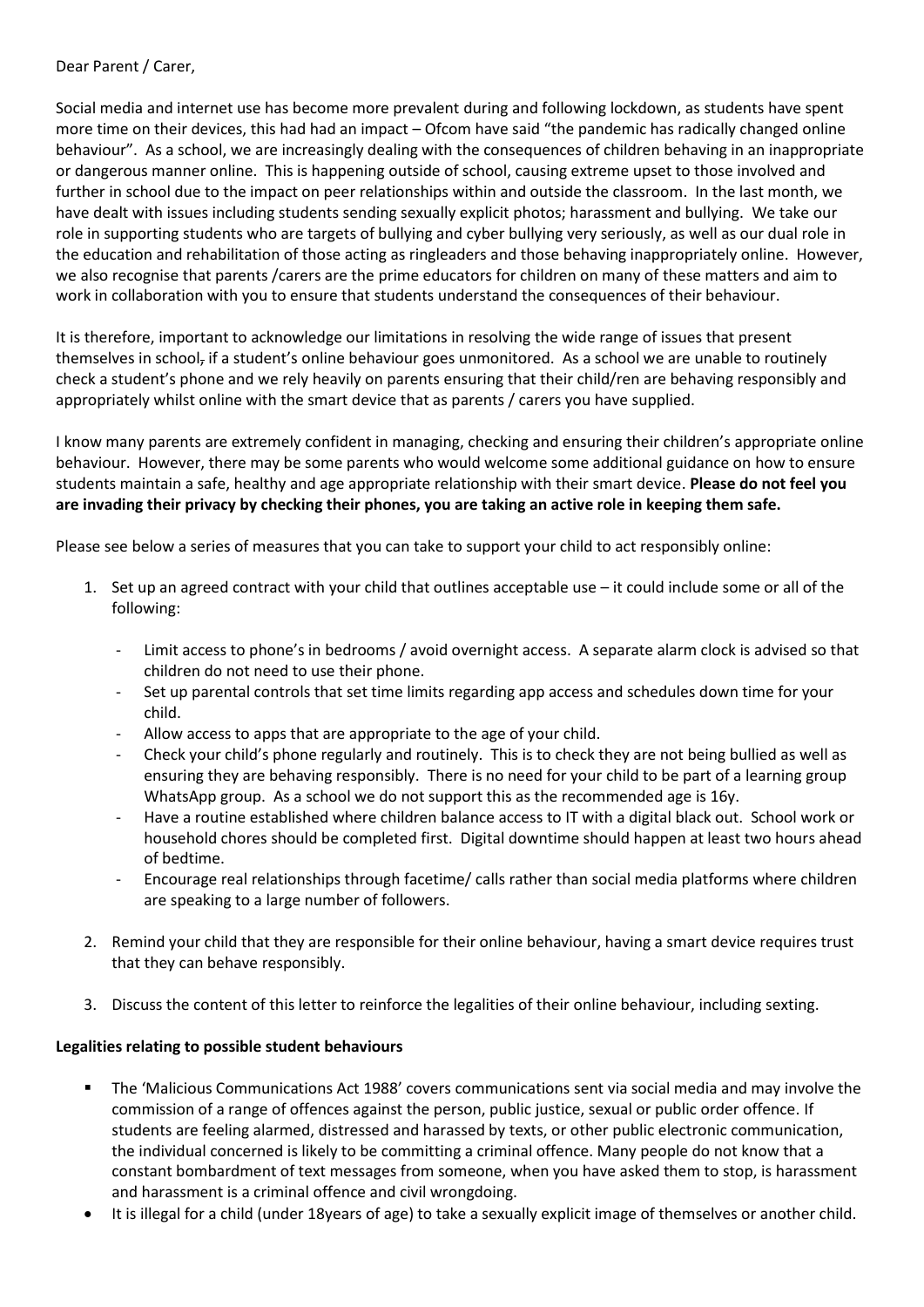Dear Parent / Carer,

Social media and internet use has become more prevalent during and following lockdown, as students have spent more time on their devices, this had had an impact – Ofcom have said "the pandemic has radically changed online behaviour". As a school, we are increasingly dealing with the consequences of children behaving in an inappropriate or dangerous manner online. This is happening outside of school, causing extreme upset to those involved and further in school due to the impact on peer relationships within and outside the classroom. In the last month, we have dealt with issues including students sending sexually explicit photos; harassment and bullying. We take our role in supporting students who are targets of bullying and cyber bullying very seriously, as well as our dual role in the education and rehabilitation of those acting as ringleaders and those behaving inappropriately online. However, we also recognise that parents /carers are the prime educators for children on many of these matters and aim to work in collaboration with you to ensure that students understand the consequences of their behaviour.

It is therefore, important to acknowledge our limitations in resolving the wide range of issues that present themselves in school, if a student's online behaviour goes unmonitored. As a school we are unable to routinely check a student's phone and we rely heavily on parents ensuring that their child/ren are behaving responsibly and appropriately whilst online with the smart device that as parents / carers you have supplied.

I know many parents are extremely confident in managing, checking and ensuring their children's appropriate online behaviour. However, there may be some parents who would welcome some additional guidance on how to ensure students maintain a safe, healthy and age appropriate relationship with their smart device. **Please do not feel you are invading their privacy by checking their phones, you are taking an active role in keeping them safe.**

Please see below a series of measures that you can take to support your child to act responsibly online:

1. Set up an agreed contract with your child that outlines acceptable use – it could include some or all of the following:
   - Limit access to phone's in bedrooms / avoid overnight access. A separate alarm clock is advised so that children do not need to use their phone.
   - Set up parental controls that set time limits regarding app access and schedules down time for your child.
   - Allow access to apps that are appropriate to the age of your child.
   - Check your child's phone regularly and routinely. This is to check they are not being bullied as well as ensuring they are behaving responsibly. There is no need for your child to be part of a learning group WhatsApp group. As a school we do not support this as the recommended age is 16y.
   - Have a routine established where children balance access to IT with a digital black out. School work or household chores should be completed first. Digital downtime should happen at least two hours ahead of bedtime.
   - Encourage real relationships through facetime/ calls rather than social media platforms where children are speaking to a large number of followers.
2. Remind your child that they are responsible for their online behaviour, having a smart device requires trust that they can behave responsibly.
3. Discuss the content of this letter to reinforce the legalities of their online behaviour, including sexting.

**Legalities relating to possible student behaviours**

- The 'Malicious Communications Act 1988' covers communications sent via social media and may involve the commission of a range of offences against the person, public justice, sexual or public order offence. If students are feeling alarmed, distressed and harassed by texts, or other public electronic communication, the individual concerned is likely to be committing a criminal offence. Many people do not know that a constant bombardment of text messages from someone, when you have asked them to stop, is harassment and harassment is a criminal offence and civil wrongdoing.
- It is illegal for a child (under 18years of age) to take a sexually explicit image of themselves or another child.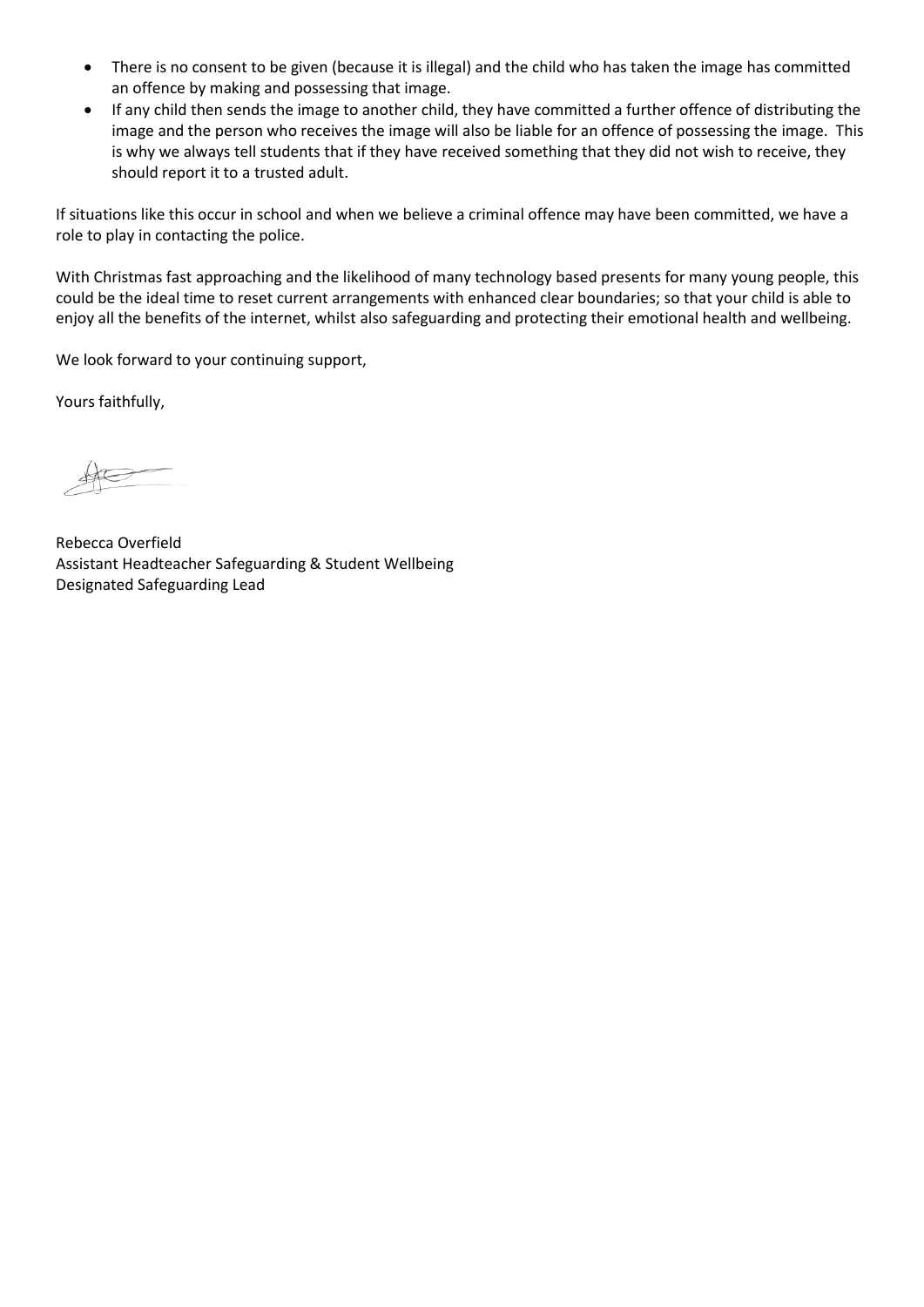- There is no consent to be given (because it is illegal) and the child who has taken the image has committed an offence by making and possessing that image.
- If any child then sends the image to another child, they have committed a further offence of distributing the image and the person who receives the image will also be liable for an offence of possessing the image. This is why we always tell students that if they have received something that they did not wish to receive, they should report it to a trusted adult.

If situations like this occur in school and when we believe a criminal offence may have been committed, we have a role to play in contacting the police.

With Christmas fast approaching and the likelihood of many technology based presents for many young people, this could be the ideal time to reset current arrangements with enhanced clear boundaries; so that your child is able to enjoy all the benefits of the internet, whilst also safeguarding and protecting their emotional health and wellbeing.

We look forward to your continuing support,

Yours faithfully,

Rebecca Overfield
Assistant Headteacher Safeguarding & Student Wellbeing
Designated Safeguarding Lead